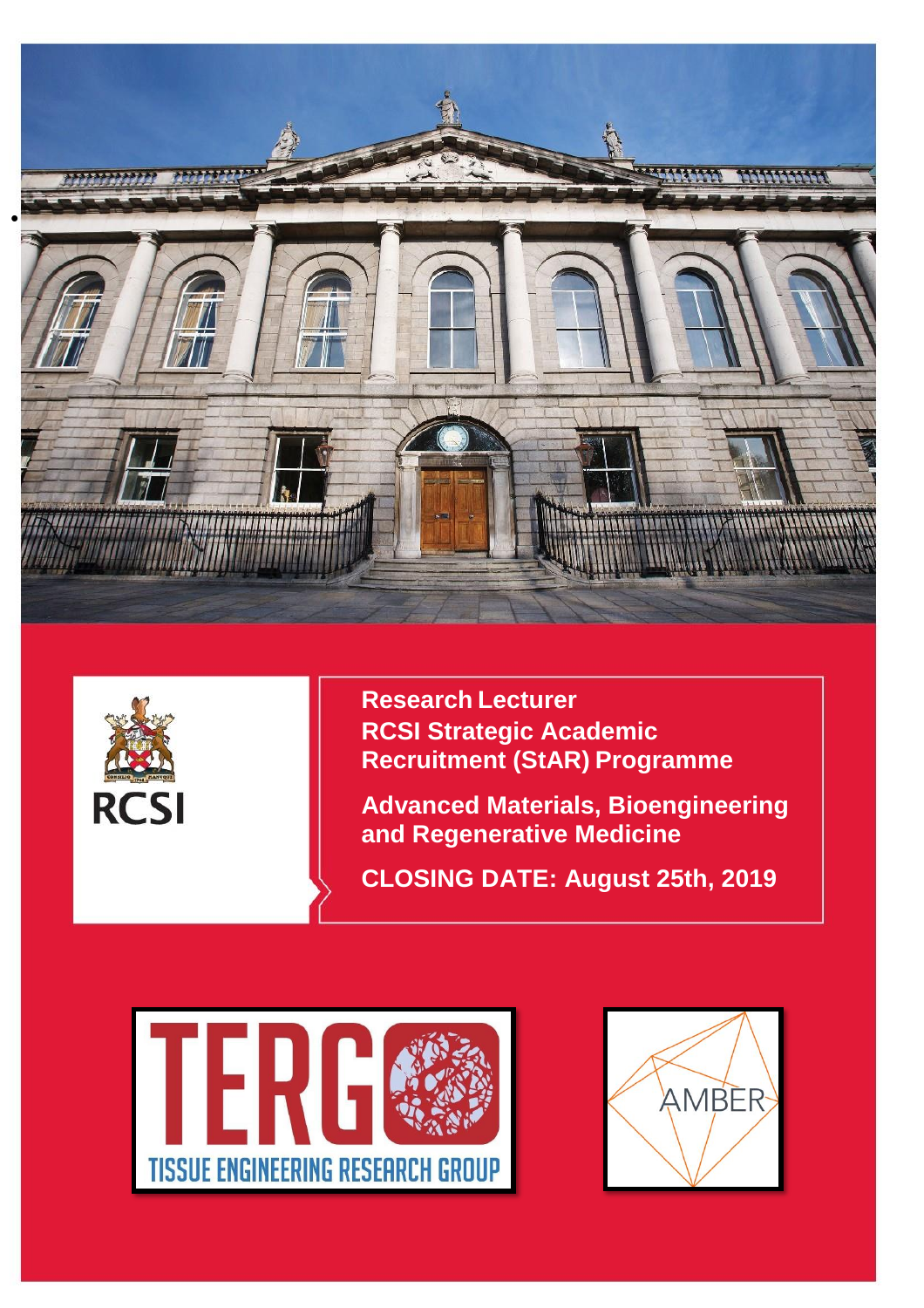**Research Lecturer**
**RCSI Strategic Academic Recruitment (StAR) Programme**

**Advanced Materials, Bioengineering and Regenerative Medicine**

**CLOSING DATE: August 25th, 2019**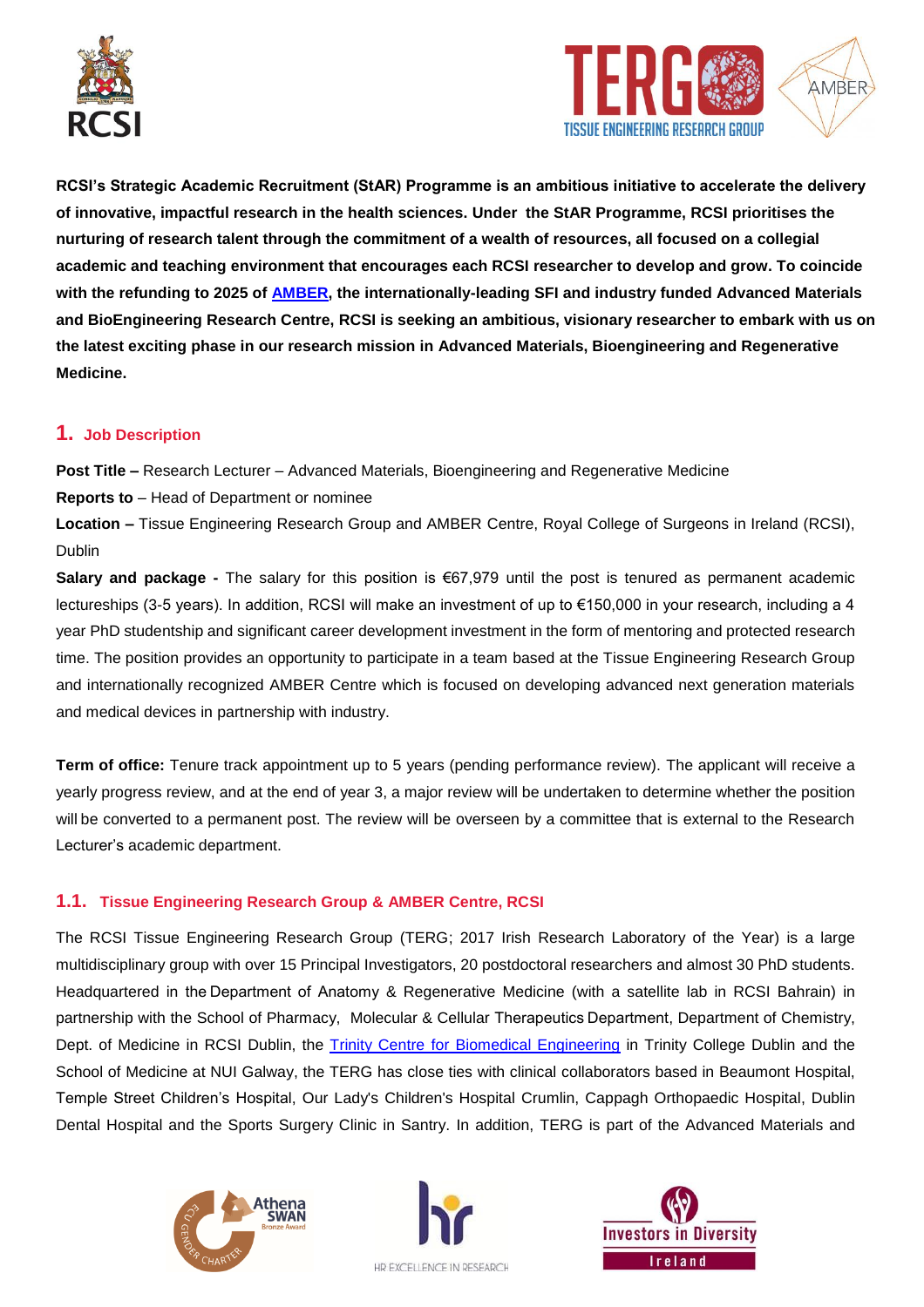**RCSI's Strategic Academic Recruitment (StAR) Programme is an ambitious initiative to accelerate the delivery of innovative, impactful research in the health sciences. Under the StAR Programme, RCSI prioritises the nurturing of research talent through the commitment of a wealth of resources, all focused on a collegial academic and teaching environment that encourages each RCSI researcher to develop and grow. To coincide with the refunding to 2025 of AMBER, the internationally-leading SFI and industry funded Advanced Materials and BioEngineering Research Centre, RCSI is seeking an ambitious, visionary researcher to embark with us on the latest exciting phase in our research mission in Advanced Materials, Bioengineering and Regenerative Medicine.**

## 1. Job Description

**Post Title –** Research Lecturer – Advanced Materials, Bioengineering and Regenerative Medicine

**Reports to** – Head of Department or nominee

**Location –** Tissue Engineering Research Group and AMBER Centre, Royal College of Surgeons in Ireland (RCSI), Dublin

**Salary and package -** The salary for this position is €67,979 until the post is tenured as permanent academic lectureships (3-5 years). In addition, RCSI will make an investment of up to €150,000 in your research, including a 4 year PhD studentship and significant career development investment in the form of mentoring and protected research time. The position provides an opportunity to participate in a team based at the Tissue Engineering Research Group and internationally recognized AMBER Centre which is focused on developing advanced next generation materials and medical devices in partnership with industry.

**Term of office:** Tenure track appointment up to 5 years (pending performance review). The applicant will receive a yearly progress review, and at the end of year 3, a major review will be undertaken to determine whether the position will be converted to a permanent post. The review will be overseen by a committee that is external to the Research Lecturer's academic department.

### 1.1. Tissue Engineering Research Group & AMBER Centre, RCSI

The RCSI Tissue Engineering Research Group (TERG; 2017 Irish Research Laboratory of the Year) is a large multidisciplinary group with over 15 Principal Investigators, 20 postdoctoral researchers and almost 30 PhD students. Headquartered in the Department of Anatomy & Regenerative Medicine (with a satellite lab in RCSI Bahrain) in partnership with the School of Pharmacy, Molecular & Cellular Therapeutics Department, Department of Chemistry, Dept. of Medicine in RCSI Dublin, the Trinity Centre for Biomedical Engineering in Trinity College Dublin and the School of Medicine at NUI Galway, the TERG has close ties with clinical collaborators based in Beaumont Hospital, Temple Street Children's Hospital, Our Lady's Children's Hospital Crumlin, Cappagh Orthopaedic Hospital, Dublin Dental Hospital and the Sports Surgery Clinic in Santry. In addition, TERG is part of the Advanced Materials and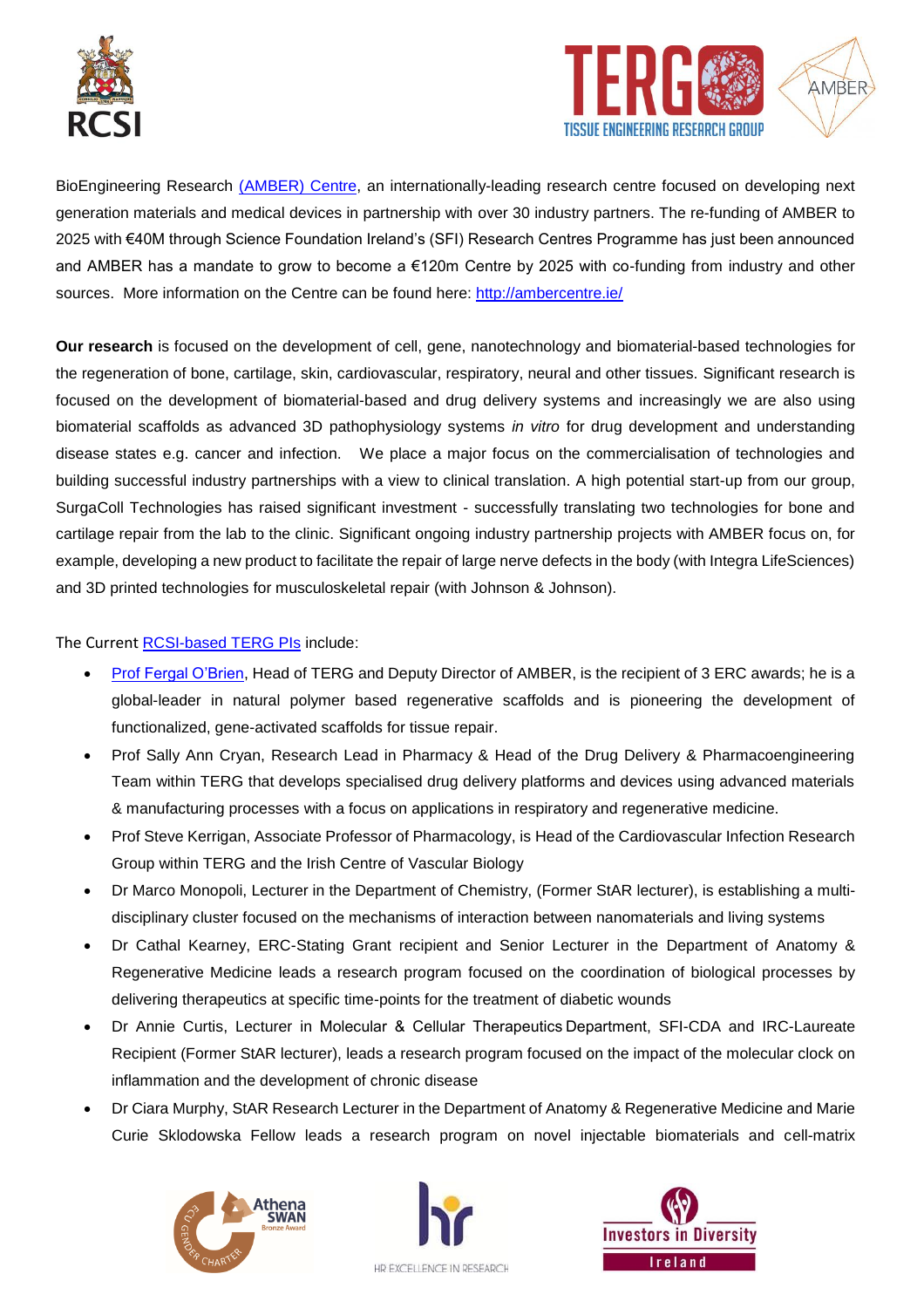BioEngineering Research [(AMBER) Centre](), an internationally-leading research centre focused on developing next generation materials and medical devices in partnership with over 30 industry partners. The re-funding of AMBER to 2025 with €40M through Science Foundation Ireland's (SFI) Research Centres Programme has just been announced and AMBER has a mandate to grow to become a €120m Centre by 2025 with co-funding from industry and other sources. More information on the Centre can be found here: http://ambercentre.ie/

**Our research** is focused on the development of cell, gene, nanotechnology and biomaterial-based technologies for the regeneration of bone, cartilage, skin, cardiovascular, respiratory, neural and other tissues. Significant research is focused on the development of biomaterial-based and drug delivery systems and increasingly we are also using biomaterial scaffolds as advanced 3D pathophysiology systems *in vitro* for drug development and understanding disease states e.g. cancer and infection. We place a major focus on the commercialisation of technologies and building successful industry partnerships with a view to clinical translation. A high potential start-up from our group, SurgaColl Technologies has raised significant investment - successfully translating two technologies for bone and cartilage repair from the lab to the clinic. Significant ongoing industry partnership projects with AMBER focus on, for example, developing a new product to facilitate the repair of large nerve defects in the body (with Integra LifeSciences) and 3D printed technologies for musculoskeletal repair (with Johnson & Johnson).

The Current RCSI-based TERG PIs include:

- Prof Fergal O'Brien, Head of TERG and Deputy Director of AMBER, is the recipient of 3 ERC awards; he is a global-leader in natural polymer based regenerative scaffolds and is pioneering the development of functionalized, gene-activated scaffolds for tissue repair.
- Prof Sally Ann Cryan, Research Lead in Pharmacy & Head of the Drug Delivery & Pharmacoengineering Team within TERG that develops specialised drug delivery platforms and devices using advanced materials & manufacturing processes with a focus on applications in respiratory and regenerative medicine.
- Prof Steve Kerrigan, Associate Professor of Pharmacology, is Head of the Cardiovascular Infection Research Group within TERG and the Irish Centre of Vascular Biology
- Dr Marco Monopoli, Lecturer in the Department of Chemistry, (Former StAR lecturer), is establishing a multi-disciplinary cluster focused on the mechanisms of interaction between nanomaterials and living systems
- Dr Cathal Kearney, ERC-Stating Grant recipient and Senior Lecturer in the Department of Anatomy & Regenerative Medicine leads a research program focused on the coordination of biological processes by delivering therapeutics at specific time-points for the treatment of diabetic wounds
- Dr Annie Curtis, Lecturer in Molecular & Cellular Therapeutics Department, SFI-CDA and IRC-Laureate Recipient (Former StAR lecturer), leads a research program focused on the impact of the molecular clock on inflammation and the development of chronic disease
- Dr Ciara Murphy, StAR Research Lecturer in the Department of Anatomy & Regenerative Medicine and Marie Curie Sklodowska Fellow leads a research program on novel injectable biomaterials and cell-matrix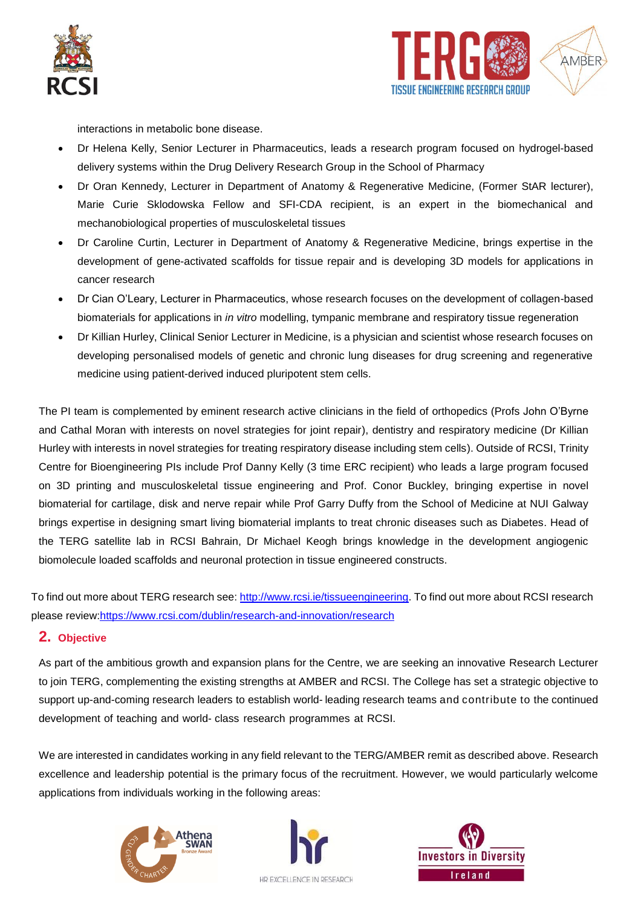interactions in metabolic bone disease.

- Dr Helena Kelly, Senior Lecturer in Pharmaceutics, leads a research program focused on hydrogel-based delivery systems within the Drug Delivery Research Group in the School of Pharmacy
- Dr Oran Kennedy, Lecturer in Department of Anatomy & Regenerative Medicine, (Former StAR lecturer), Marie Curie Sklodowska Fellow and SFI-CDA recipient, is an expert in the biomechanical and mechanobiological properties of musculoskeletal tissues
- Dr Caroline Curtin, Lecturer in Department of Anatomy & Regenerative Medicine, brings expertise in the development of gene-activated scaffolds for tissue repair and is developing 3D models for applications in cancer research
- Dr Cian O'Leary, Lecturer in Pharmaceutics, whose research focuses on the development of collagen-based biomaterials for applications in *in vitro* modelling, tympanic membrane and respiratory tissue regeneration
- Dr Killian Hurley, Clinical Senior Lecturer in Medicine, is a physician and scientist whose research focuses on developing personalised models of genetic and chronic lung diseases for drug screening and regenerative medicine using patient-derived induced pluripotent stem cells.

The PI team is complemented by eminent research active clinicians in the field of orthopedics (Profs John O'Byrne and Cathal Moran with interests on novel strategies for joint repair), dentistry and respiratory medicine (Dr Killian Hurley with interests in novel strategies for treating respiratory disease including stem cells). Outside of RCSI, Trinity Centre for Bioengineering PIs include Prof Danny Kelly (3 time ERC recipient) who leads a large program focused on 3D printing and musculoskeletal tissue engineering and Prof. Conor Buckley, bringing expertise in novel biomaterial for cartilage, disk and nerve repair while Prof Garry Duffy from the School of Medicine at NUI Galway brings expertise in designing smart living biomaterial implants to treat chronic diseases such as Diabetes. Head of the TERG satellite lab in RCSI Bahrain, Dr Michael Keogh brings knowledge in the development angiogenic biomolecule loaded scaffolds and neuronal protection in tissue engineered constructs.

To find out more about TERG research see: http://www.rcsi.ie/tissueengineering. To find out more about RCSI research please review:https://www.rcsi.com/dublin/research-and-innovation/research

## 2. Objective

As part of the ambitious growth and expansion plans for the Centre, we are seeking an innovative Research Lecturer to join TERG, complementing the existing strengths at AMBER and RCSI. The College has set a strategic objective to support up-and-coming research leaders to establish world- leading research teams and contribute to the continued development of teaching and world- class research programmes at RCSI.

We are interested in candidates working in any field relevant to the TERG/AMBER remit as described above. Research excellence and leadership potential is the primary focus of the recruitment. However, we would particularly welcome applications from individuals working in the following areas: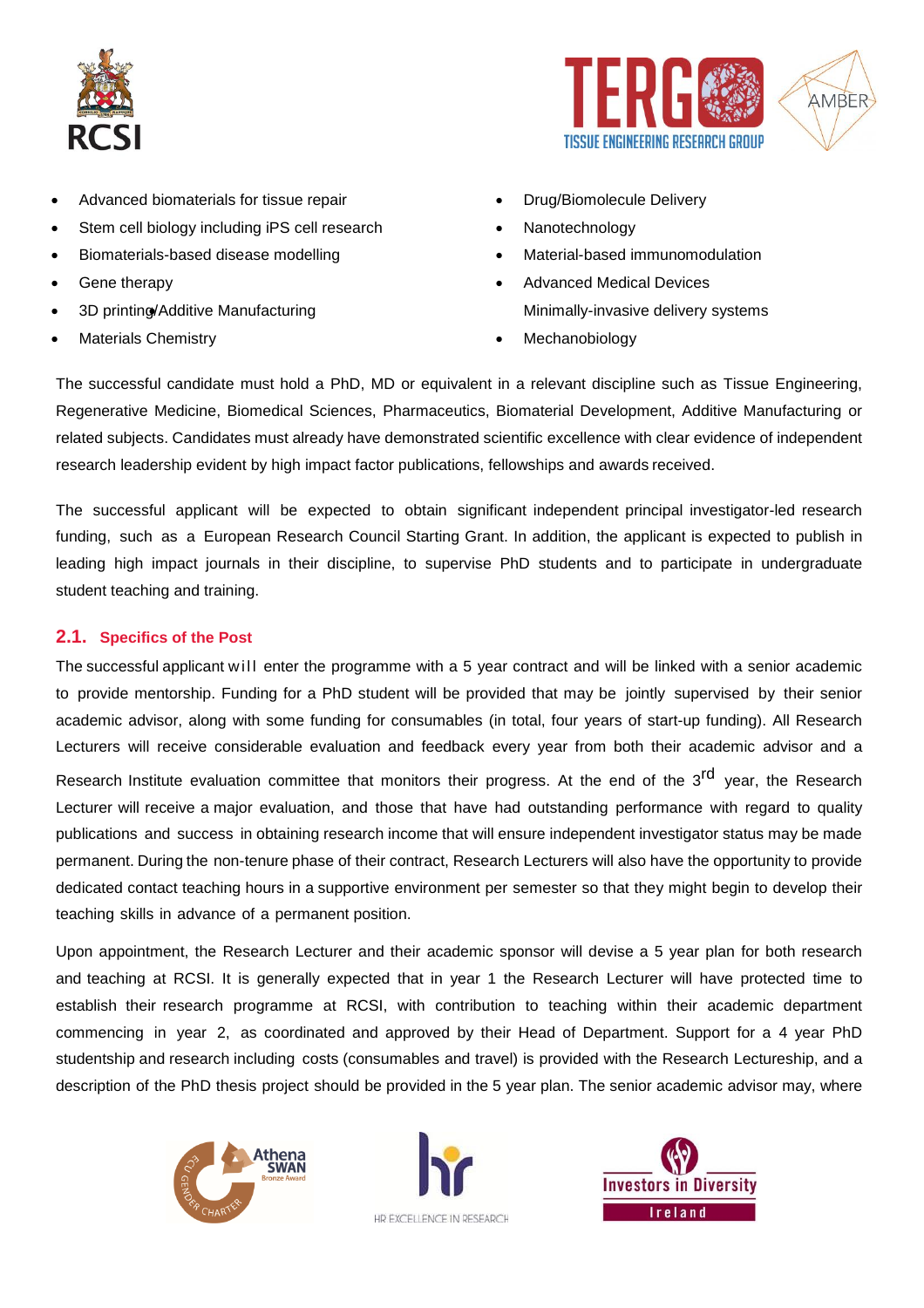- Advanced biomaterials for tissue repair
- Stem cell biology including iPS cell research
- Biomaterials-based disease modelling
- Gene therapy
- 3D printing/Additive Manufacturing
- Materials Chemistry
- Drug/Biomolecule Delivery
- Nanotechnology
- Material-based immunomodulation
- Advanced Medical Devices
  Minimally-invasive delivery systems
- Mechanobiology

The successful candidate must hold a PhD, MD or equivalent in a relevant discipline such as Tissue Engineering, Regenerative Medicine, Biomedical Sciences, Pharmaceutics, Biomaterial Development, Additive Manufacturing or related subjects. Candidates must already have demonstrated scientific excellence with clear evidence of independent research leadership evident by high impact factor publications, fellowships and awards received.

The successful applicant will be expected to obtain significant independent principal investigator-led research funding, such as a European Research Council Starting Grant. In addition, the applicant is expected to publish in leading high impact journals in their discipline, to supervise PhD students and to participate in undergraduate student teaching and training.

## 2.1. Specifics of the Post

The successful applicant will enter the programme with a 5 year contract and will be linked with a senior academic to provide mentorship. Funding for a PhD student will be provided that may be jointly supervised by their senior academic advisor, along with some funding for consumables (in total, four years of start-up funding). All Research Lecturers will receive considerable evaluation and feedback every year from both their academic advisor and a Research Institute evaluation committee that monitors their progress. At the end of the 3rd year, the Research Lecturer will receive a major evaluation, and those that have had outstanding performance with regard to quality publications and success in obtaining research income that will ensure independent investigator status may be made permanent. During the non-tenure phase of their contract, Research Lecturers will also have the opportunity to provide dedicated contact teaching hours in a supportive environment per semester so that they might begin to develop their teaching skills in advance of a permanent position.

Upon appointment, the Research Lecturer and their academic sponsor will devise a 5 year plan for both research and teaching at RCSI. It is generally expected that in year 1 the Research Lecturer will have protected time to establish their research programme at RCSI, with contribution to teaching within their academic department commencing in year 2, as coordinated and approved by their Head of Department. Support for a 4 year PhD studentship and research including costs (consumables and travel) is provided with the Research Lectureship, and a description of the PhD thesis project should be provided in the 5 year plan. The senior academic advisor may, where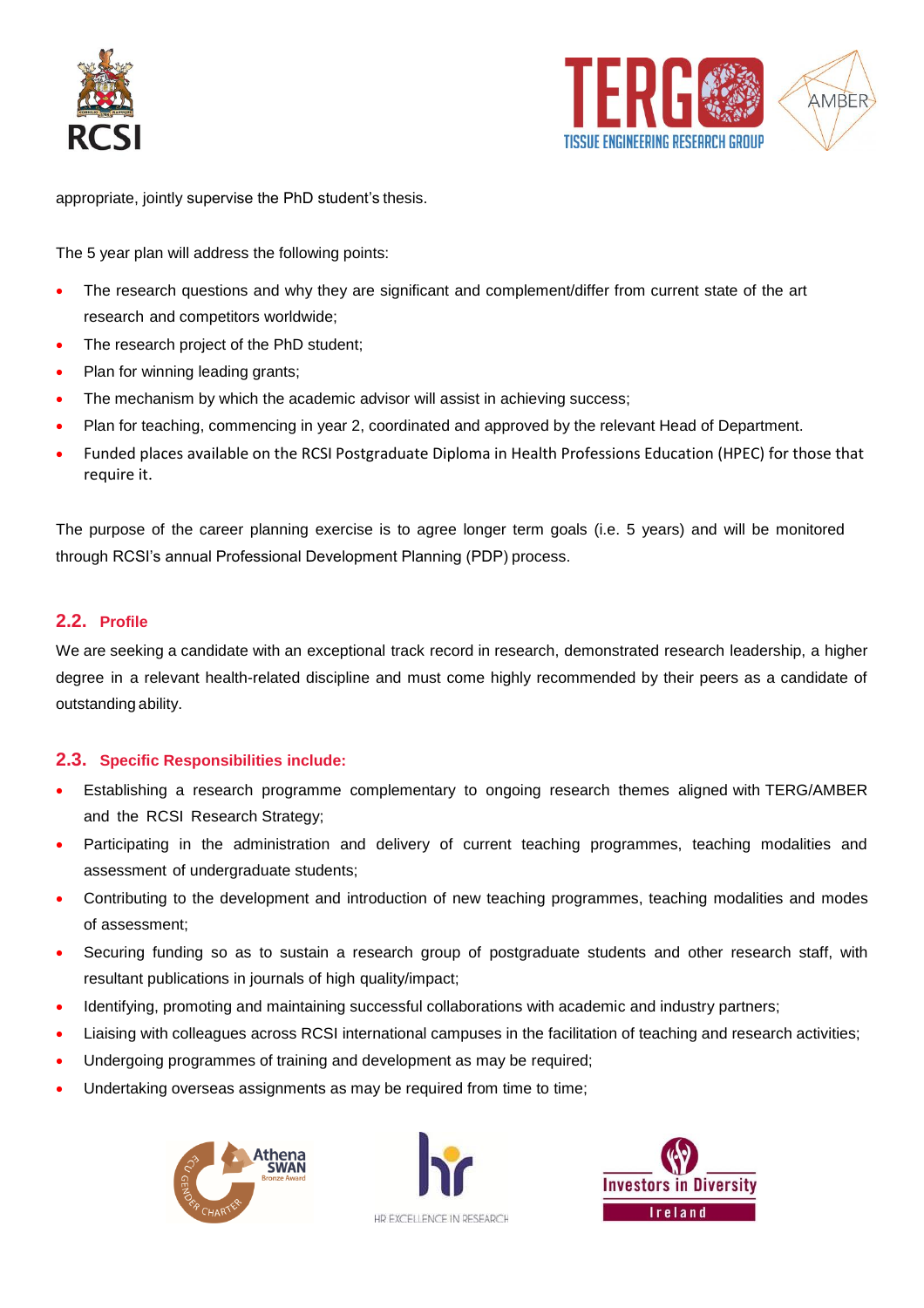appropriate, jointly supervise the PhD student's thesis.

The 5 year plan will address the following points:

- The research questions and why they are significant and complement/differ from current state of the art research and competitors worldwide;
- The research project of the PhD student;
- Plan for winning leading grants;
- The mechanism by which the academic advisor will assist in achieving success;
- Plan for teaching, commencing in year 2, coordinated and approved by the relevant Head of Department.
- Funded places available on the RCSI Postgraduate Diploma in Health Professions Education (HPEC) for those that require it.

The purpose of the career planning exercise is to agree longer term goals (i.e. 5 years) and will be monitored through RCSI's annual Professional Development Planning (PDP) process.

## 2.2. Profile

We are seeking a candidate with an exceptional track record in research, demonstrated research leadership, a higher degree in a relevant health-related discipline and must come highly recommended by their peers as a candidate of outstanding ability.

## 2.3. Specific Responsibilities include:

- Establishing a research programme complementary to ongoing research themes aligned with TERG/AMBER and the RCSI Research Strategy;
- Participating in the administration and delivery of current teaching programmes, teaching modalities and assessment of undergraduate students;
- Contributing to the development and introduction of new teaching programmes, teaching modalities and modes of assessment;
- Securing funding so as to sustain a research group of postgraduate students and other research staff, with resultant publications in journals of high quality/impact;
- Identifying, promoting and maintaining successful collaborations with academic and industry partners;
- Liaising with colleagues across RCSI international campuses in the facilitation of teaching and research activities;
- Undergoing programmes of training and development as may be required;
- Undertaking overseas assignments as may be required from time to time;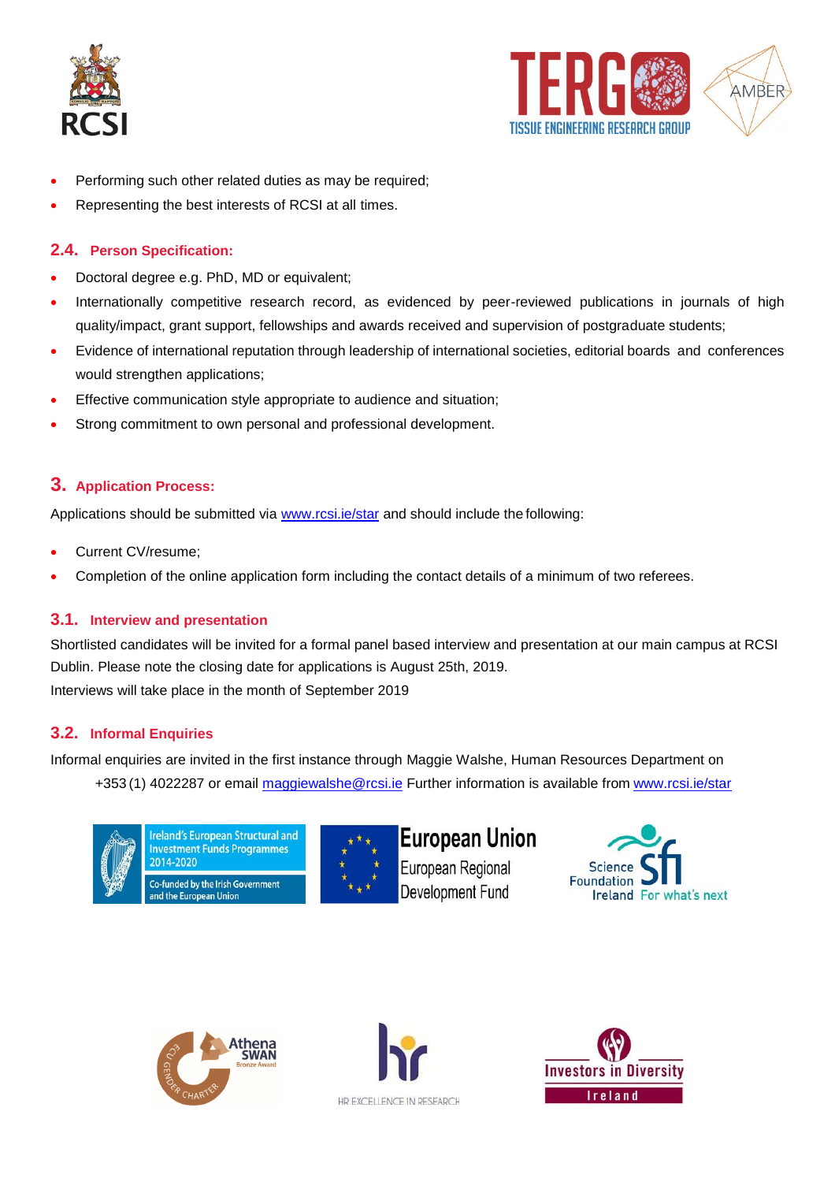- Performing such other related duties as may be required;
- Representing the best interests of RCSI at all times.

### 2.4. Person Specification:

- Doctoral degree e.g. PhD, MD or equivalent;
- Internationally competitive research record, as evidenced by peer-reviewed publications in journals of high quality/impact, grant support, fellowships and awards received and supervision of postgraduate students;
- Evidence of international reputation through leadership of international societies, editorial boards and conferences would strengthen applications;
- Effective communication style appropriate to audience and situation;
- Strong commitment to own personal and professional development.

## 3. Application Process:

Applications should be submitted via www.rcsi.ie/star and should include the following:

- Current CV/resume;
- Completion of the online application form including the contact details of a minimum of two referees.

### 3.1. Interview and presentation

Shortlisted candidates will be invited for a formal panel based interview and presentation at our main campus at RCSI Dublin. Please note the closing date for applications is August 25th, 2019.
Interviews will take place in the month of September 2019

### 3.2. Informal Enquiries

Informal enquiries are invited in the first instance through Maggie Walshe, Human Resources Department on +353 (1) 4022287 or email maggiewalshe@rcsi.ie Further information is available from www.rcsi.ie/star